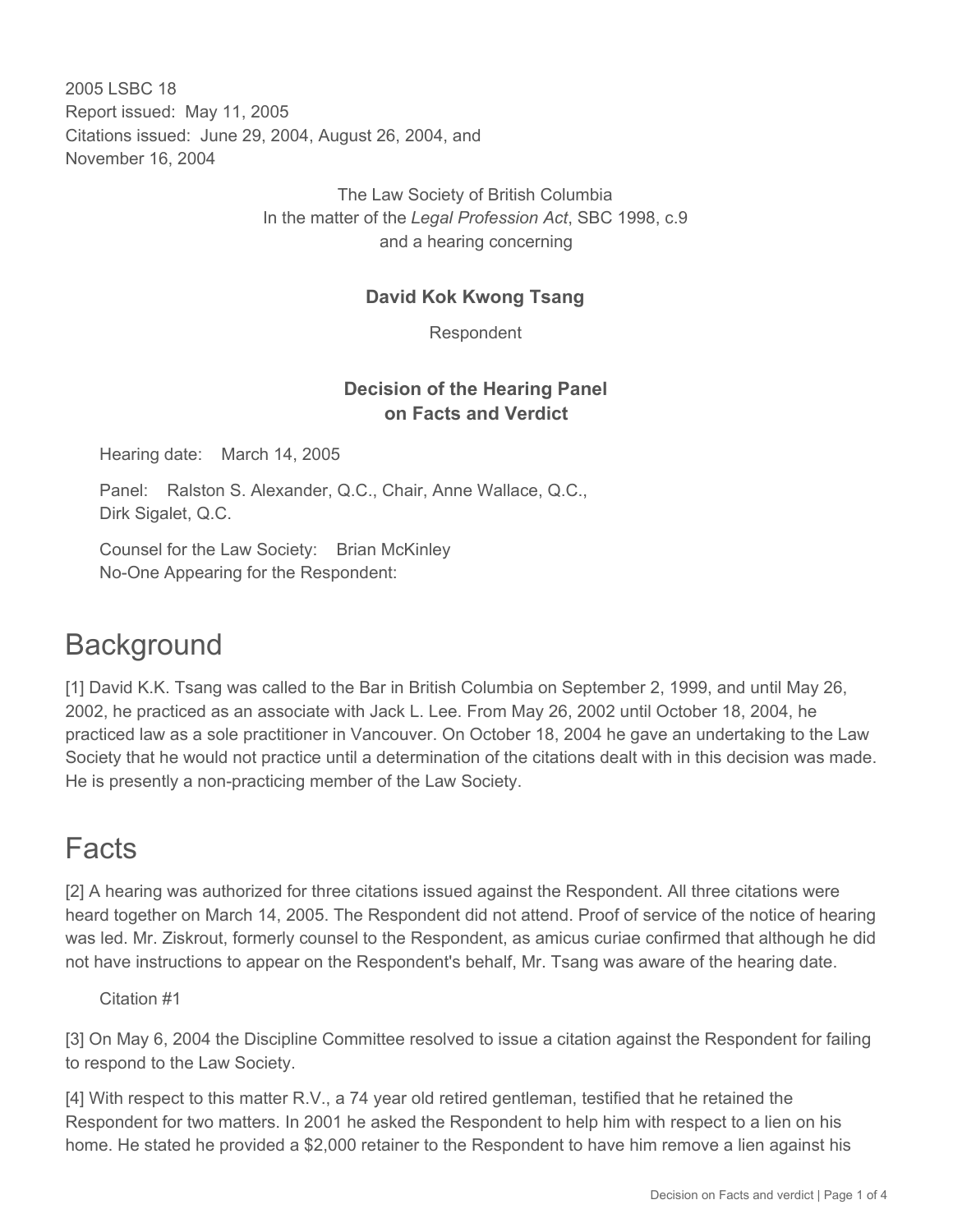2005 LSBC 18
Report issued: May 11, 2005
Citations issued: June 29, 2004, August 26, 2004, and November 16, 2004

The Law Society of British Columbia
In the matter of the *Legal Profession Act*, SBC 1998, c.9
and a hearing concerning

**David Kok Kwong Tsang**

Respondent

**Decision of the Hearing Panel on Facts and Verdict**

Hearing date: March 14, 2005

Panel: Ralston S. Alexander, Q.C., Chair, Anne Wallace, Q.C., Dirk Sigalet, Q.C.

Counsel for the Law Society: Brian McKinley
No-One Appearing for the Respondent:

# Background

[1] David K.K. Tsang was called to the Bar in British Columbia on September 2, 1999, and until May 26, 2002, he practiced as an associate with Jack L. Lee. From May 26, 2002 until October 18, 2004, he practiced law as a sole practitioner in Vancouver. On October 18, 2004 he gave an undertaking to the Law Society that he would not practice until a determination of the citations dealt with in this decision was made. He is presently a non-practicing member of the Law Society.

# Facts

[2] A hearing was authorized for three citations issued against the Respondent. All three citations were heard together on March 14, 2005. The Respondent did not attend. Proof of service of the notice of hearing was led. Mr. Ziskrout, formerly counsel to the Respondent, as amicus curiae confirmed that although he did not have instructions to appear on the Respondent's behalf, Mr. Tsang was aware of the hearing date.

Citation #1

[3] On May 6, 2004 the Discipline Committee resolved to issue a citation against the Respondent for failing to respond to the Law Society.

[4] With respect to this matter R.V., a 74 year old retired gentleman, testified that he retained the Respondent for two matters. In 2001 he asked the Respondent to help him with respect to a lien on his home. He stated he provided a $2,000 retainer to the Respondent to have him remove a lien against his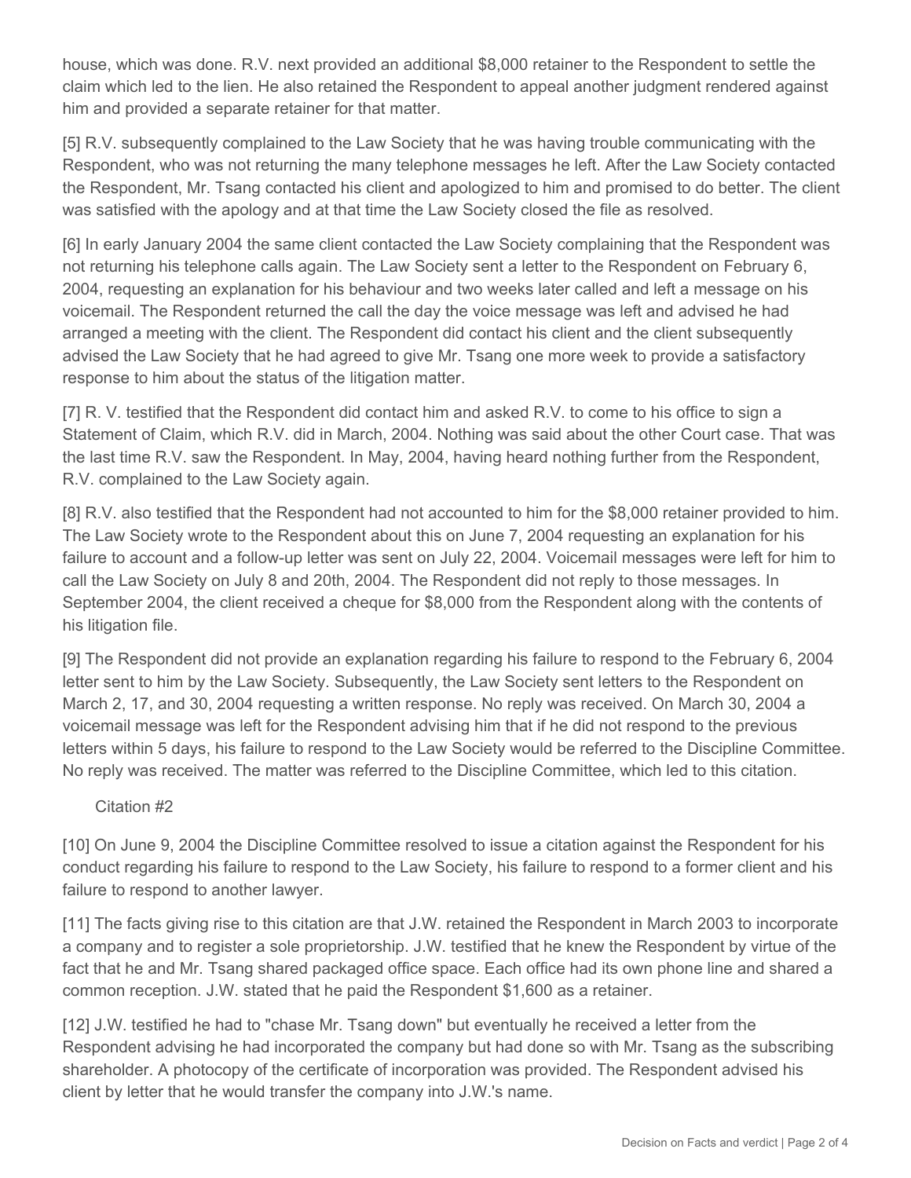house, which was done. R.V. next provided an additional $8,000 retainer to the Respondent to settle the claim which led to the lien. He also retained the Respondent to appeal another judgment rendered against him and provided a separate retainer for that matter.

[5] R.V. subsequently complained to the Law Society that he was having trouble communicating with the Respondent, who was not returning the many telephone messages he left. After the Law Society contacted the Respondent, Mr. Tsang contacted his client and apologized to him and promised to do better. The client was satisfied with the apology and at that time the Law Society closed the file as resolved.

[6] In early January 2004 the same client contacted the Law Society complaining that the Respondent was not returning his telephone calls again. The Law Society sent a letter to the Respondent on February 6, 2004, requesting an explanation for his behaviour and two weeks later called and left a message on his voicemail. The Respondent returned the call the day the voice message was left and advised he had arranged a meeting with the client. The Respondent did contact his client and the client subsequently advised the Law Society that he had agreed to give Mr. Tsang one more week to provide a satisfactory response to him about the status of the litigation matter.

[7] R. V. testified that the Respondent did contact him and asked R.V. to come to his office to sign a Statement of Claim, which R.V. did in March, 2004. Nothing was said about the other Court case. That was the last time R.V. saw the Respondent. In May, 2004, having heard nothing further from the Respondent, R.V. complained to the Law Society again.

[8] R.V. also testified that the Respondent had not accounted to him for the $8,000 retainer provided to him. The Law Society wrote to the Respondent about this on June 7, 2004 requesting an explanation for his failure to account and a follow-up letter was sent on July 22, 2004. Voicemail messages were left for him to call the Law Society on July 8 and 20th, 2004. The Respondent did not reply to those messages. In September 2004, the client received a cheque for $8,000 from the Respondent along with the contents of his litigation file.

[9] The Respondent did not provide an explanation regarding his failure to respond to the February 6, 2004 letter sent to him by the Law Society. Subsequently, the Law Society sent letters to the Respondent on March 2, 17, and 30, 2004 requesting a written response. No reply was received. On March 30, 2004 a voicemail message was left for the Respondent advising him that if he did not respond to the previous letters within 5 days, his failure to respond to the Law Society would be referred to the Discipline Committee. No reply was received. The matter was referred to the Discipline Committee, which led to this citation.

Citation #2

[10] On June 9, 2004 the Discipline Committee resolved to issue a citation against the Respondent for his conduct regarding his failure to respond to the Law Society, his failure to respond to a former client and his failure to respond to another lawyer.

[11] The facts giving rise to this citation are that J.W. retained the Respondent in March 2003 to incorporate a company and to register a sole proprietorship. J.W. testified that he knew the Respondent by virtue of the fact that he and Mr. Tsang shared packaged office space. Each office had its own phone line and shared a common reception. J.W. stated that he paid the Respondent $1,600 as a retainer.

[12] J.W. testified he had to "chase Mr. Tsang down" but eventually he received a letter from the Respondent advising he had incorporated the company but had done so with Mr. Tsang as the subscribing shareholder. A photocopy of the certificate of incorporation was provided. The Respondent advised his client by letter that he would transfer the company into J.W.'s name.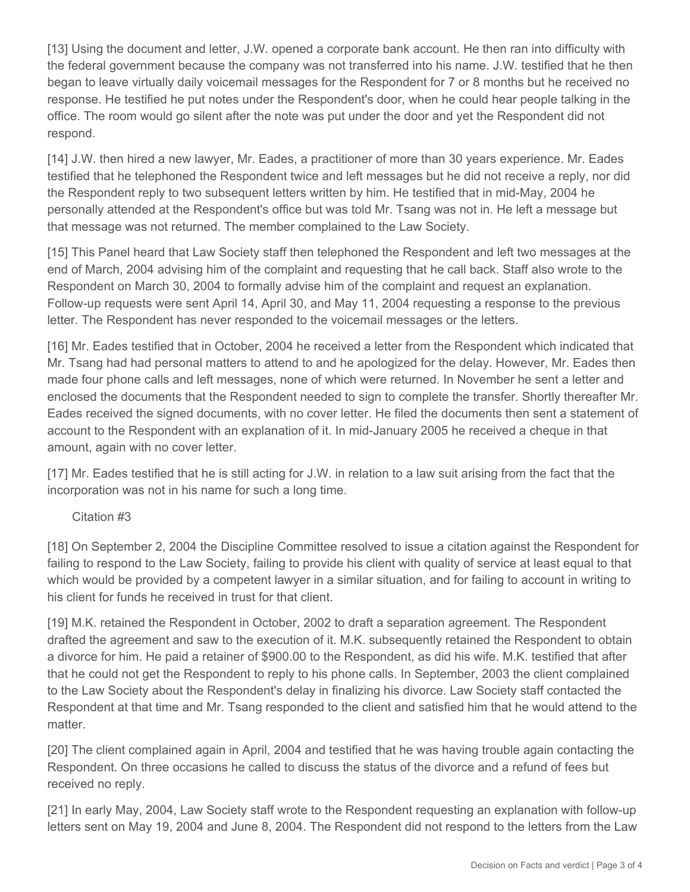[13] Using the document and letter, J.W. opened a corporate bank account. He then ran into difficulty with the federal government because the company was not transferred into his name. J.W. testified that he then began to leave virtually daily voicemail messages for the Respondent for 7 or 8 months but he received no response. He testified he put notes under the Respondent's door, when he could hear people talking in the office. The room would go silent after the note was put under the door and yet the Respondent did not respond.

[14] J.W. then hired a new lawyer, Mr. Eades, a practitioner of more than 30 years experience. Mr. Eades testified that he telephoned the Respondent twice and left messages but he did not receive a reply, nor did the Respondent reply to two subsequent letters written by him. He testified that in mid-May, 2004 he personally attended at the Respondent's office but was told Mr. Tsang was not in. He left a message but that message was not returned. The member complained to the Law Society.

[15] This Panel heard that Law Society staff then telephoned the Respondent and left two messages at the end of March, 2004 advising him of the complaint and requesting that he call back. Staff also wrote to the Respondent on March 30, 2004 to formally advise him of the complaint and request an explanation. Follow-up requests were sent April 14, April 30, and May 11, 2004 requesting a response to the previous letter. The Respondent has never responded to the voicemail messages or the letters.

[16] Mr. Eades testified that in October, 2004 he received a letter from the Respondent which indicated that Mr. Tsang had had personal matters to attend to and he apologized for the delay. However, Mr. Eades then made four phone calls and left messages, none of which were returned. In November he sent a letter and enclosed the documents that the Respondent needed to sign to complete the transfer. Shortly thereafter Mr. Eades received the signed documents, with no cover letter. He filed the documents then sent a statement of account to the Respondent with an explanation of it. In mid-January 2005 he received a cheque in that amount, again with no cover letter.

[17] Mr. Eades testified that he is still acting for J.W. in relation to a law suit arising from the fact that the incorporation was not in his name for such a long time.

Citation #3

[18] On September 2, 2004 the Discipline Committee resolved to issue a citation against the Respondent for failing to respond to the Law Society, failing to provide his client with quality of service at least equal to that which would be provided by a competent lawyer in a similar situation, and for failing to account in writing to his client for funds he received in trust for that client.

[19] M.K. retained the Respondent in October, 2002 to draft a separation agreement. The Respondent drafted the agreement and saw to the execution of it. M.K. subsequently retained the Respondent to obtain a divorce for him. He paid a retainer of $900.00 to the Respondent, as did his wife. M.K. testified that after that he could not get the Respondent to reply to his phone calls. In September, 2003 the client complained to the Law Society about the Respondent's delay in finalizing his divorce. Law Society staff contacted the Respondent at that time and Mr. Tsang responded to the client and satisfied him that he would attend to the matter.

[20] The client complained again in April, 2004 and testified that he was having trouble again contacting the Respondent. On three occasions he called to discuss the status of the divorce and a refund of fees but received no reply.

[21] In early May, 2004, Law Society staff wrote to the Respondent requesting an explanation with follow-up letters sent on May 19, 2004 and June 8, 2004. The Respondent did not respond to the letters from the Law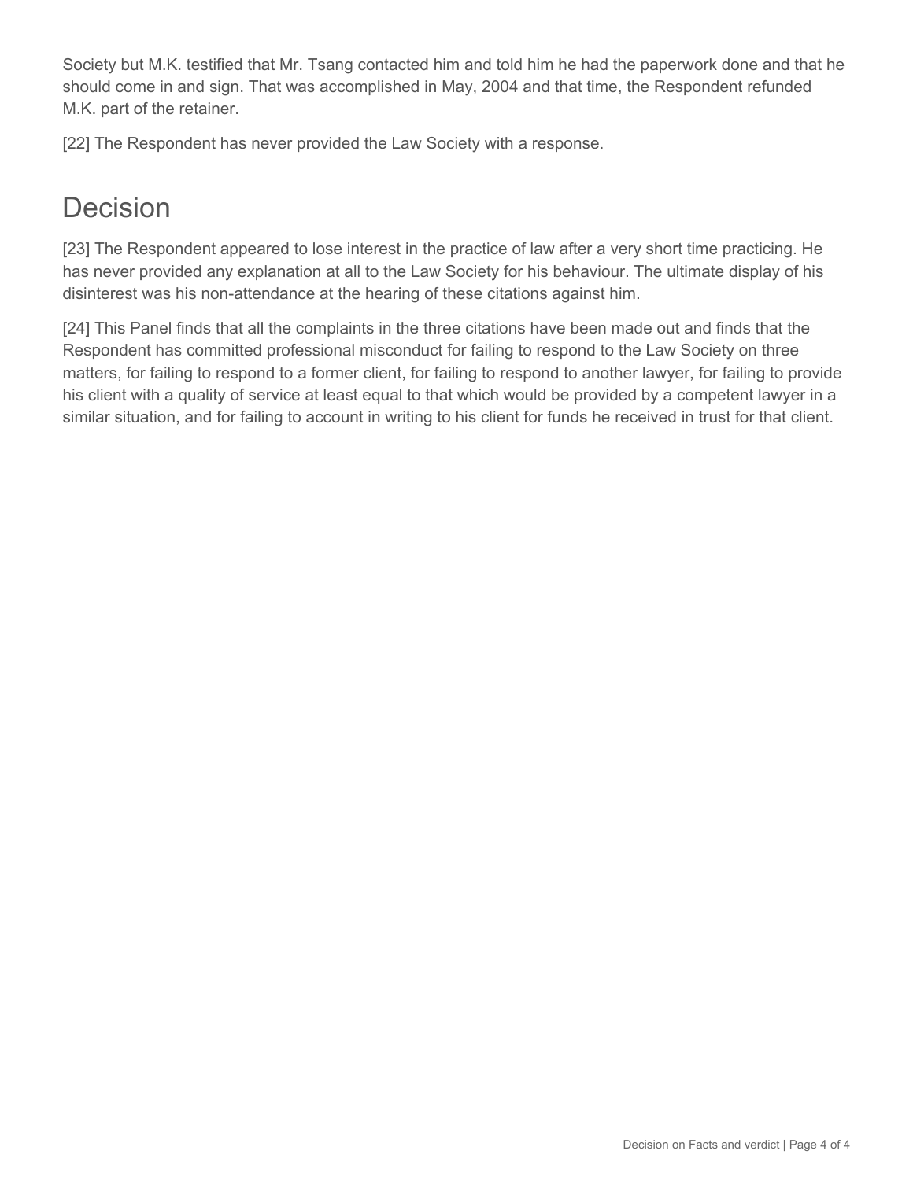Society but M.K. testified that Mr. Tsang contacted him and told him he had the paperwork done and that he should come in and sign. That was accomplished in May, 2004 and that time, the Respondent refunded M.K. part of the retainer.

[22] The Respondent has never provided the Law Society with a response.

# Decision

[23] The Respondent appeared to lose interest in the practice of law after a very short time practicing. He has never provided any explanation at all to the Law Society for his behaviour. The ultimate display of his disinterest was his non-attendance at the hearing of these citations against him.

[24] This Panel finds that all the complaints in the three citations have been made out and finds that the Respondent has committed professional misconduct for failing to respond to the Law Society on three matters, for failing to respond to a former client, for failing to respond to another lawyer, for failing to provide his client with a quality of service at least equal to that which would be provided by a competent lawyer in a similar situation, and for failing to account in writing to his client for funds he received in trust for that client.